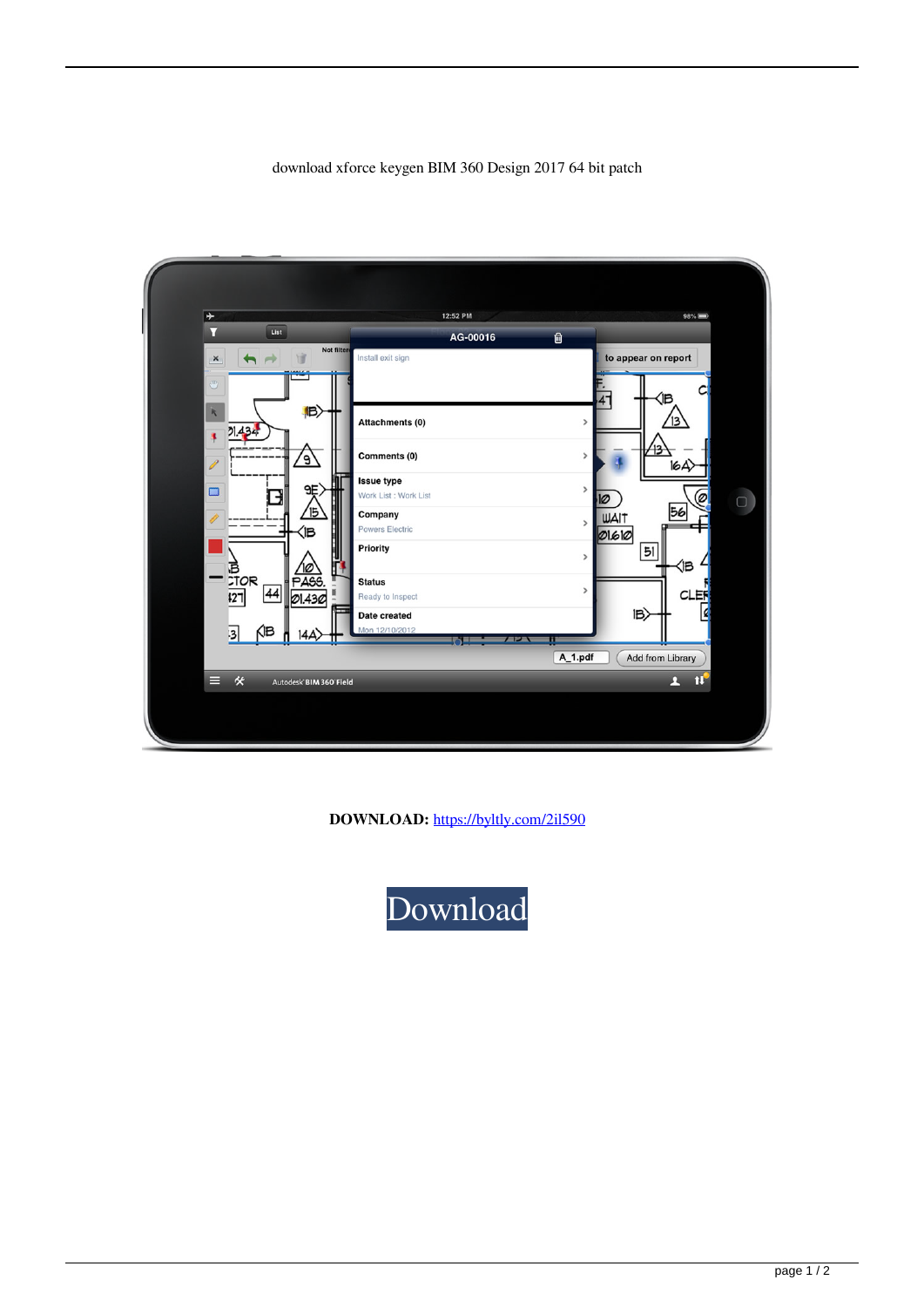download xforce keygen BIM 360 Design 2017 64 bit patch

**DOWNLOAD:** https://byltly.com/2il590

Download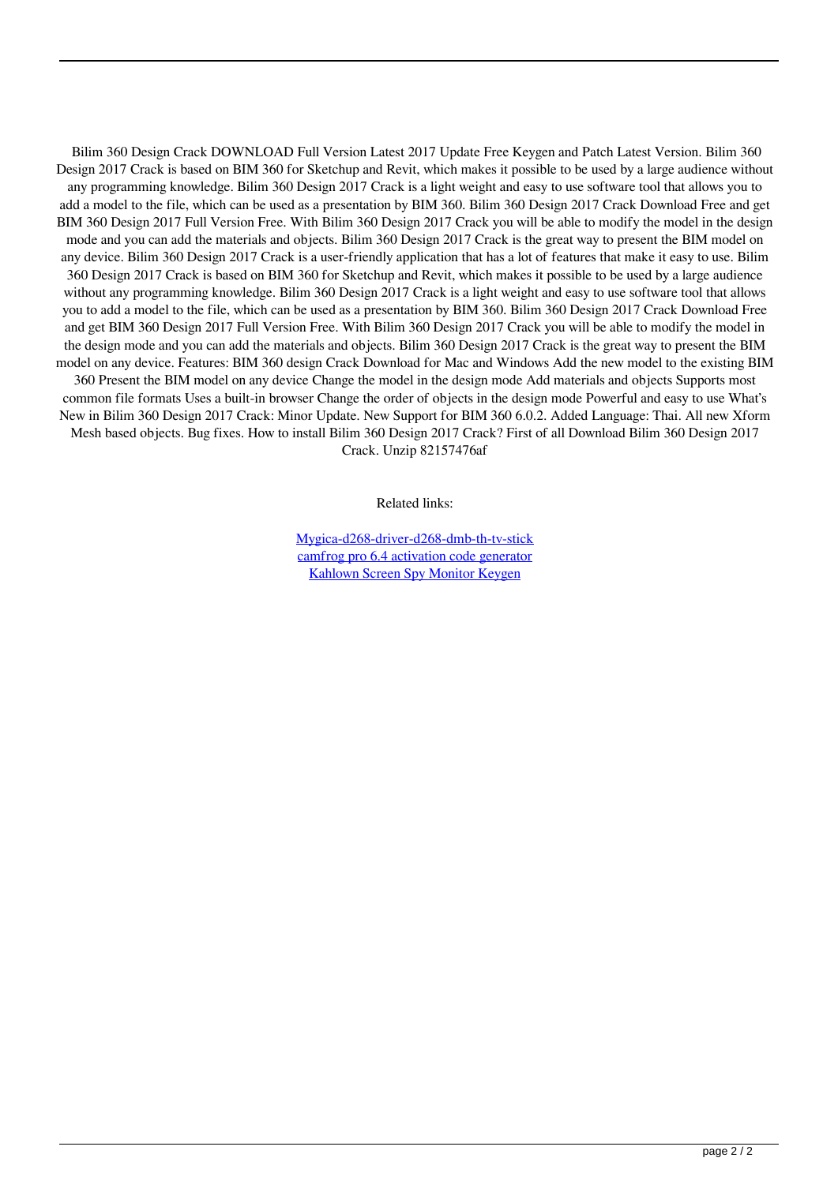Bilim 360 Design Crack DOWNLOAD Full Version Latest 2017 Update Free Keygen and Patch Latest Version. Bilim 360 Design 2017 Crack is based on BIM 360 for Sketchup and Revit, which makes it possible to be used by a large audience without any programming knowledge. Bilim 360 Design 2017 Crack is a light weight and easy to use software tool that allows you to add a model to the file, which can be used as a presentation by BIM 360. Bilim 360 Design 2017 Crack Download Free and get BIM 360 Design 2017 Full Version Free. With Bilim 360 Design 2017 Crack you will be able to modify the model in the design mode and you can add the materials and objects. Bilim 360 Design 2017 Crack is the great way to present the BIM model on any device. Bilim 360 Design 2017 Crack is a user-friendly application that has a lot of features that make it easy to use. Bilim 360 Design 2017 Crack is based on BIM 360 for Sketchup and Revit, which makes it possible to be used by a large audience without any programming knowledge. Bilim 360 Design 2017 Crack is a light weight and easy to use software tool that allows you to add a model to the file, which can be used as a presentation by BIM 360. Bilim 360 Design 2017 Crack Download Free and get BIM 360 Design 2017 Full Version Free. With Bilim 360 Design 2017 Crack you will be able to modify the model in the design mode and you can add the materials and objects. Bilim 360 Design 2017 Crack is the great way to present the BIM model on any device. Features: BIM 360 design Crack Download for Mac and Windows Add the new model to the existing BIM 360 Present the BIM model on any device Change the model in the design mode Add materials and objects Supports most common file formats Uses a built-in browser Change the order of objects in the design mode Powerful and easy to use What's New in Bilim 360 Design 2017 Crack: Minor Update. New Support for BIM 360 6.0.2. Added Language: Thai. All new Xform Mesh based objects. Bug fixes. How to install Bilim 360 Design 2017 Crack? First of all Download Bilim 360 Design 2017 Crack. Unzip 82157476af

Related links:

Mygica-d268-driver-d268-dmb-th-tv-stick
camfrog pro 6.4 activation code generator
Kahlown Screen Spy Monitor Keygen